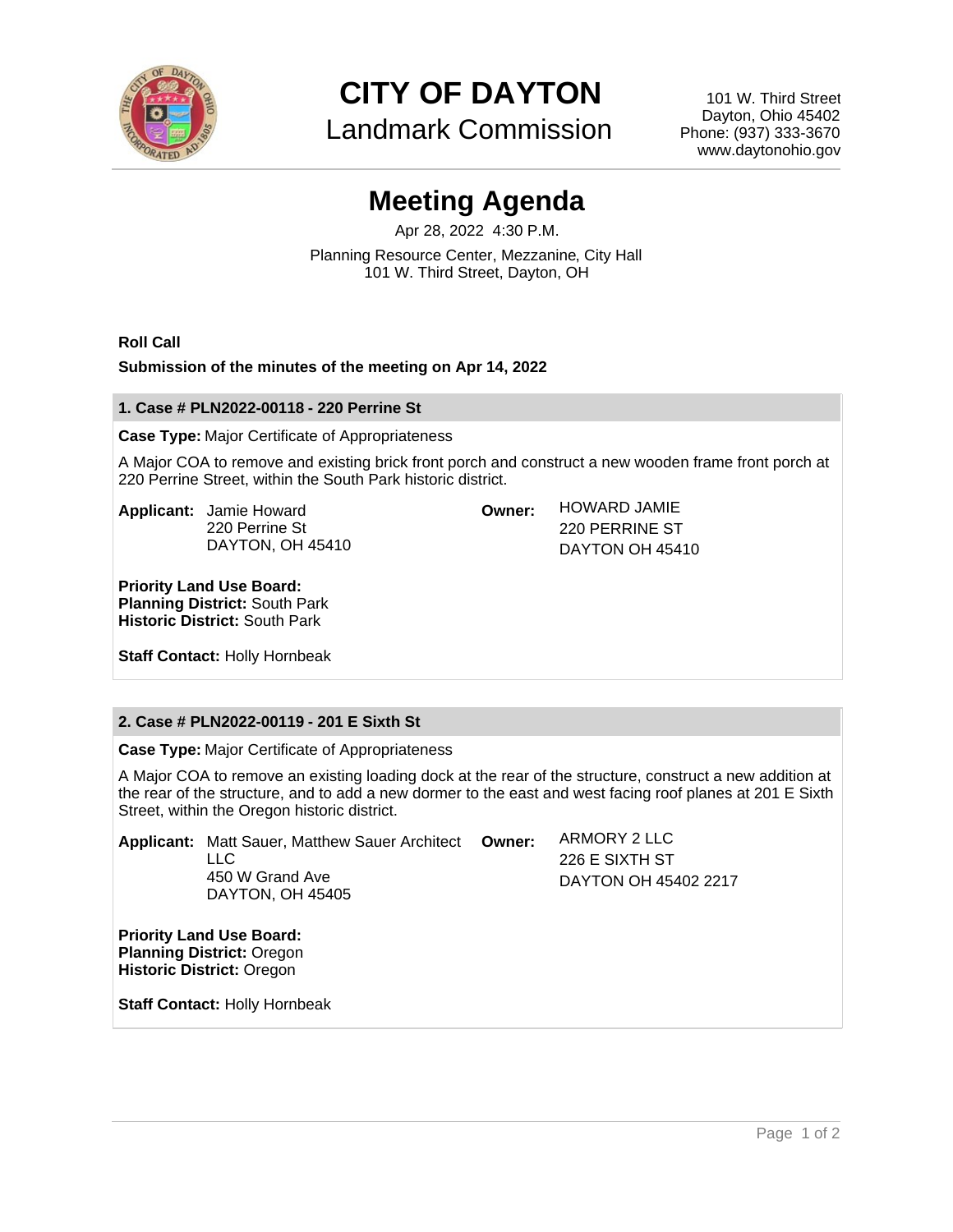# CITY OF DAYTON

## Landmark Commission

101 W. Third Street
Dayton, Ohio 45402
Phone: (937) 333-3670
www.daytonohio.gov

# Meeting Agenda

Apr 28, 2022 4:30 P.M.

Planning Resource Center, Mezzanine, City Hall
101 W. Third Street, Dayton, OH

**Roll Call**

**Submission of the minutes of the meeting on Apr 14, 2022**

### 1. Case # PLN2022-00118 - 220 Perrine St

**Case Type:** Major Certificate of Appropriateness

A Major COA to remove and existing brick front porch and construct a new wooden frame front porch at 220 Perrine Street, within the South Park historic district.

**Applicant:** Jamie Howard
220 Perrine St
DAYTON, OH 45410

**Owner:** HOWARD JAMIE
220 PERRINE ST
DAYTON OH 45410

**Priority Land Use Board:**
**Planning District:** South Park
**Historic District:** South Park

**Staff Contact:** Holly Hornbeak

### 2. Case # PLN2022-00119 - 201 E Sixth St

**Case Type:** Major Certificate of Appropriateness

A Major COA to remove an existing loading dock at the rear of the structure, construct a new addition at the rear of the structure, and to add a new dormer to the east and west facing roof planes at 201 E Sixth Street, within the Oregon historic district.

**Applicant:** Matt Sauer, Matthew Sauer Architect LLC
450 W Grand Ave
DAYTON, OH 45405

**Owner:** ARMORY 2 LLC
226 E SIXTH ST
DAYTON OH 45402 2217

**Priority Land Use Board:**
**Planning District:** Oregon
**Historic District:** Oregon

**Staff Contact:** Holly Hornbeak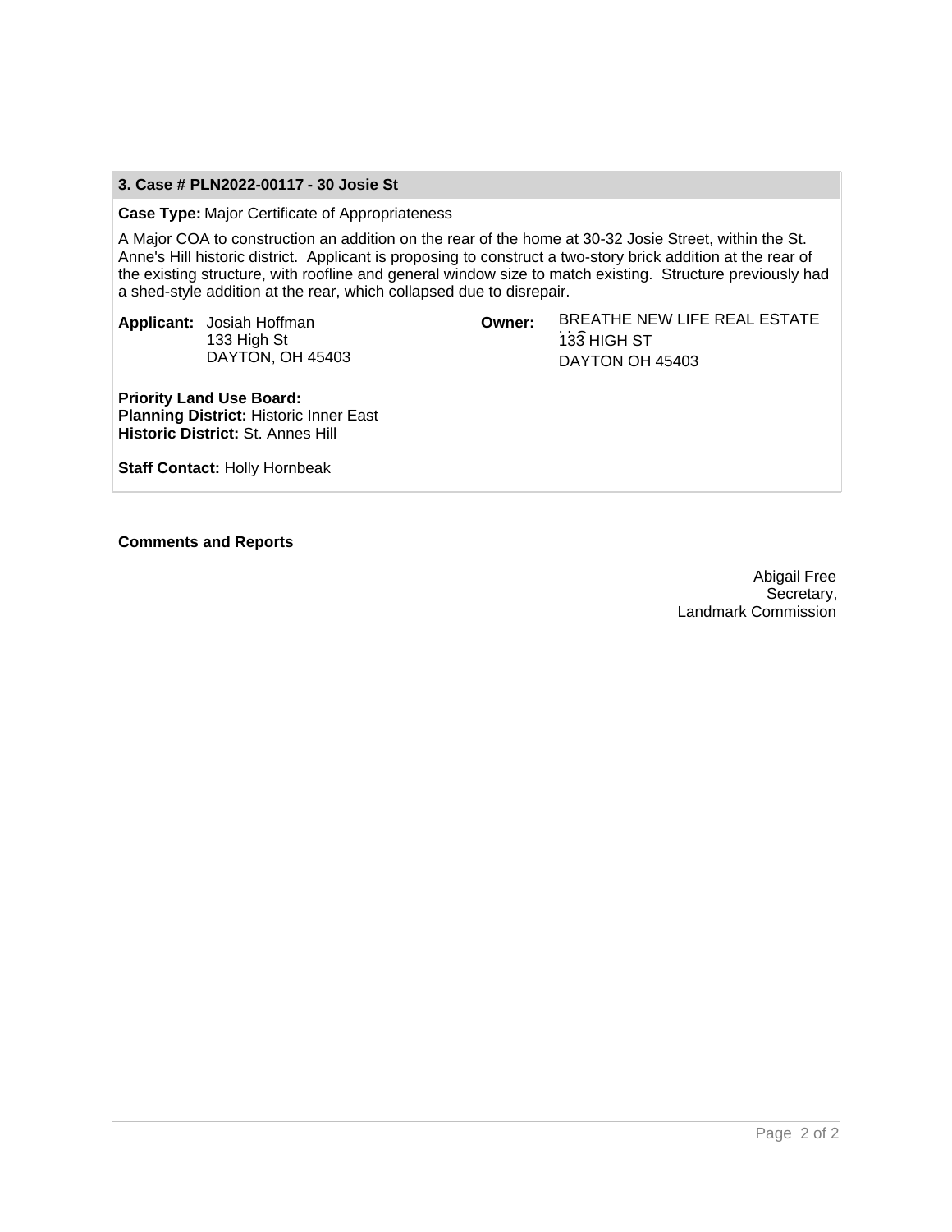### 3. Case # PLN2022-00117 - 30 Josie St

**Case Type:** Major Certificate of Appropriateness

A Major COA to construction an addition on the rear of the home at 30-32 Josie Street, within the St. Anne's Hill historic district. Applicant is proposing to construct a two-story brick addition at the rear of the existing structure, with roofline and general window size to match existing. Structure previously had a shed-style addition at the rear, which collapsed due to disrepair.

**Applicant:** Josiah Hoffman
133 High St
DAYTON, OH 45403

**Owner:** BREATHE NEW LIFE REAL ESTATE
133 HIGH ST
DAYTON OH 45403

**Priority Land Use Board:**
**Planning District:** Historic Inner East
**Historic District:** St. Annes Hill

**Staff Contact:** Holly Hornbeak

**Comments and Reports**

Abigail Free
Secretary,
Landmark Commission